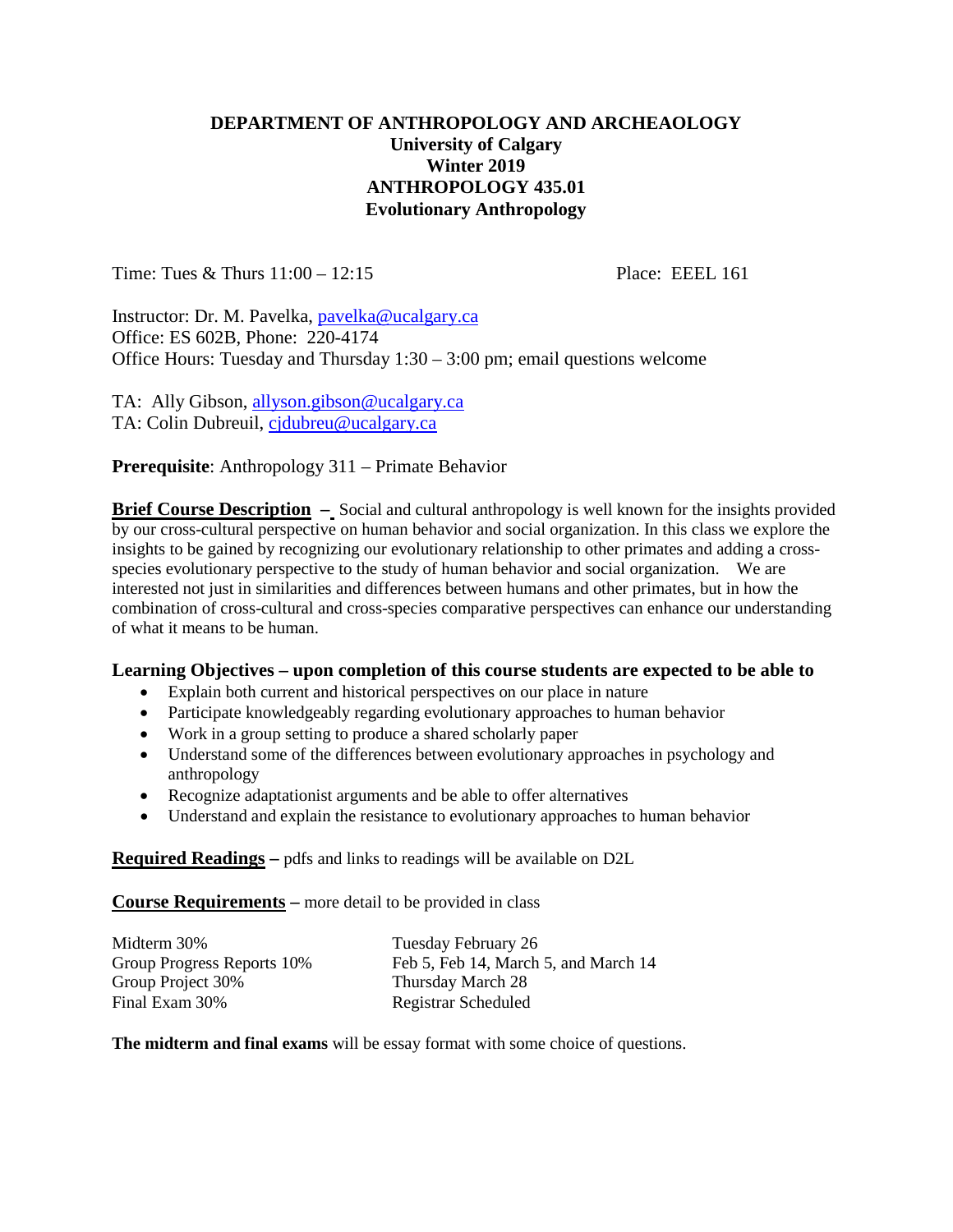# DEPARTMENT OF ANTHROPOLOGY AND ARCHEAOLOGY
## University of Calgary
## Winter 2019
## ANTHROPOLOGY 435.01
## Evolutionary Anthropology

Time: Tues & Thurs 11:00 – 12:15 Place: EEEL 161

Instructor: Dr. M. Pavelka, pavelka@ucalgary.ca
Office: ES 602B, Phone: 220-4174
Office Hours: Tuesday and Thursday 1:30 – 3:00 pm; email questions welcome

TA: Ally Gibson, allyson.gibson@ucalgary.ca
TA: Colin Dubreuil, cjdubreu@ucalgary.ca

**Prerequisite**: Anthropology 311 – Primate Behavior

**Brief Course Description –** Social and cultural anthropology is well known for the insights provided by our cross-cultural perspective on human behavior and social organization. In this class we explore the insights to be gained by recognizing our evolutionary relationship to other primates and adding a cross-species evolutionary perspective to the study of human behavior and social organization. We are interested not just in similarities and differences between humans and other primates, but in how the combination of cross-cultural and cross-species comparative perspectives can enhance our understanding of what it means to be human.

**Learning Objectives – upon completion of this course students are expected to be able to**

- Explain both current and historical perspectives on our place in nature
- Participate knowledgeably regarding evolutionary approaches to human behavior
- Work in a group setting to produce a shared scholarly paper
- Understand some of the differences between evolutionary approaches in psychology and anthropology
- Recognize adaptationist arguments and be able to offer alternatives
- Understand and explain the resistance to evolutionary approaches to human behavior

**Required Readings –** pdfs and links to readings will be available on D2L

**Course Requirements –** more detail to be provided in class

| | |
|---|---|
| Midterm 30% | Tuesday February 26 |
| Group Progress Reports 10% | Feb 5, Feb 14, March 5, and March 14 |
| Group Project 30% | Thursday March 28 |
| Final Exam 30% | Registrar Scheduled |

**The midterm and final exams** will be essay format with some choice of questions.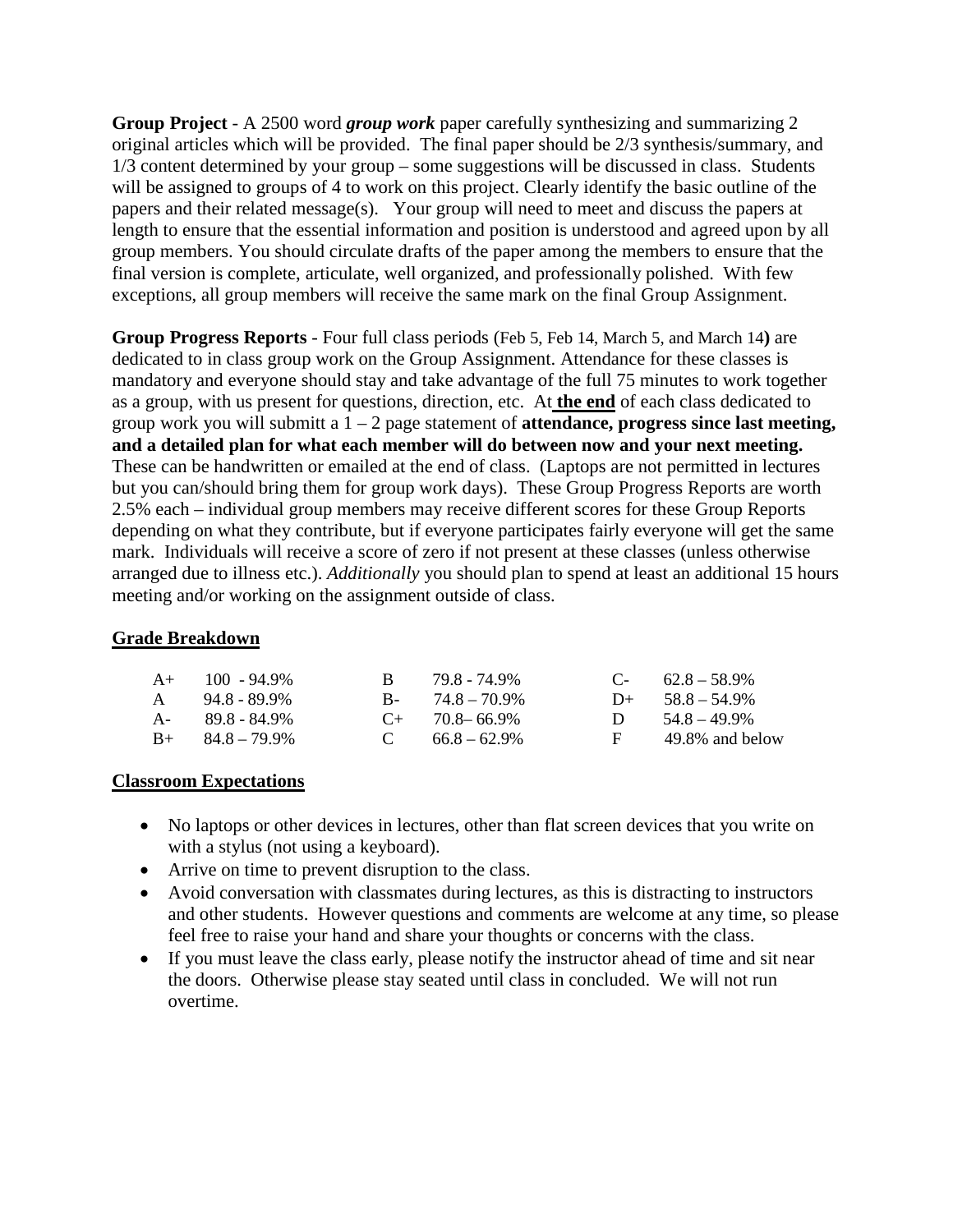**Group Project** - A 2500 word ***group work*** paper carefully synthesizing and summarizing 2 original articles which will be provided. The final paper should be 2/3 synthesis/summary, and 1/3 content determined by your group – some suggestions will be discussed in class. Students will be assigned to groups of 4 to work on this project. Clearly identify the basic outline of the papers and their related message(s). Your group will need to meet and discuss the papers at length to ensure that the essential information and position is understood and agreed upon by all group members. You should circulate drafts of the paper among the members to ensure that the final version is complete, articulate, well organized, and professionally polished. With few exceptions, all group members will receive the same mark on the final Group Assignment.

**Group Progress Reports** - Four full class periods (Feb 5, Feb 14, March 5, and March 14**)** are dedicated to in class group work on the Group Assignment. Attendance for these classes is mandatory and everyone should stay and take advantage of the full 75 minutes to work together as a group, with us present for questions, direction, etc. At **the end** of each class dedicated to group work you will submitt a 1 – 2 page statement of **attendance, progress since last meeting, and a detailed plan for what each member will do between now and your next meeting.** These can be handwritten or emailed at the end of class. (Laptops are not permitted in lectures but you can/should bring them for group work days). These Group Progress Reports are worth 2.5% each – individual group members may receive different scores for these Group Reports depending on what they contribute, but if everyone participates fairly everyone will get the same mark. Individuals will receive a score of zero if not present at these classes (unless otherwise arranged due to illness etc.). *Additionally* you should plan to spend at least an additional 15 hours meeting and/or working on the assignment outside of class.

## Grade Breakdown

| | | | | | |
|---|---|---|---|---|---|
| A+ | 100 - 94.9% | B | 79.8 - 74.9% | C- | 62.8 – 58.9% |
| A | 94.8 - 89.9% | B- | 74.8 – 70.9% | D+ | 58.8 – 54.9% |
| A- | 89.8 - 84.9% | C+ | 70.8– 66.9% | D | 54.8 – 49.9% |
| B+ | 84.8 – 79.9% | C | 66.8 – 62.9% | F | 49.8% and below |

## Classroom Expectations

- No laptops or other devices in lectures, other than flat screen devices that you write on with a stylus (not using a keyboard).
- Arrive on time to prevent disruption to the class.
- Avoid conversation with classmates during lectures, as this is distracting to instructors and other students. However questions and comments are welcome at any time, so please feel free to raise your hand and share your thoughts or concerns with the class.
- If you must leave the class early, please notify the instructor ahead of time and sit near the doors. Otherwise please stay seated until class in concluded. We will not run overtime.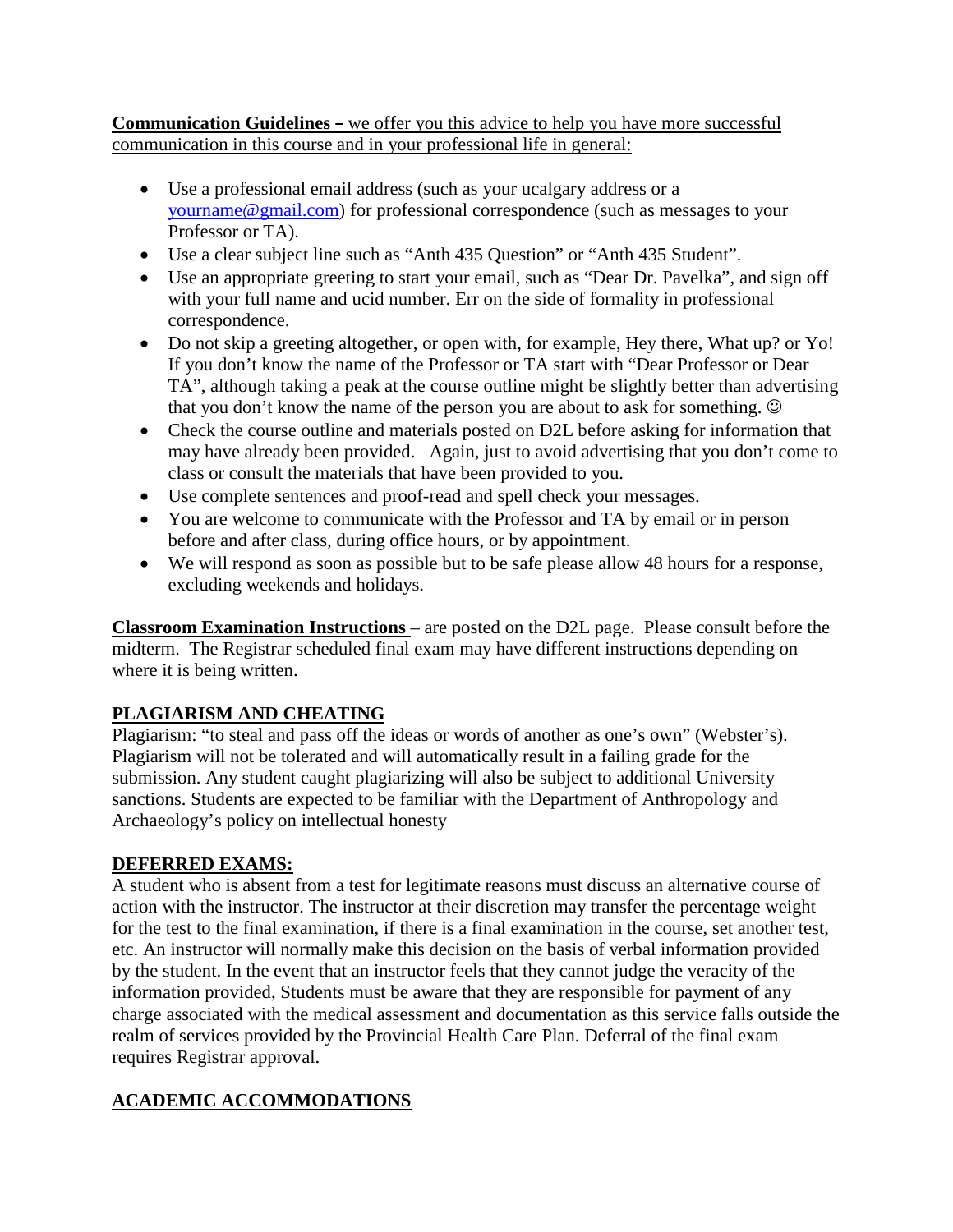**Communication Guidelines –** we offer you this advice to help you have more successful communication in this course and in your professional life in general:

- Use a professional email address (such as your ucalgary address or a yourname@gmail.com) for professional correspondence (such as messages to your Professor or TA).
- Use a clear subject line such as "Anth 435 Question" or "Anth 435 Student".
- Use an appropriate greeting to start your email, such as "Dear Dr. Pavelka", and sign off with your full name and ucid number. Err on the side of formality in professional correspondence.
- Do not skip a greeting altogether, or open with, for example, Hey there, What up? or Yo! If you don't know the name of the Professor or TA start with "Dear Professor or Dear TA", although taking a peak at the course outline might be slightly better than advertising that you don't know the name of the person you are about to ask for something. ☺
- Check the course outline and materials posted on D2L before asking for information that may have already been provided. Again, just to avoid advertising that you don't come to class or consult the materials that have been provided to you.
- Use complete sentences and proof-read and spell check your messages.
- You are welcome to communicate with the Professor and TA by email or in person before and after class, during office hours, or by appointment.
- We will respond as soon as possible but to be safe please allow 48 hours for a response, excluding weekends and holidays.

**Classroom Examination Instructions** – are posted on the D2L page. Please consult before the midterm. The Registrar scheduled final exam may have different instructions depending on where it is being written.

## PLAGIARISM AND CHEATING

Plagiarism: "to steal and pass off the ideas or words of another as one's own" (Webster's). Plagiarism will not be tolerated and will automatically result in a failing grade for the submission. Any student caught plagiarizing will also be subject to additional University sanctions. Students are expected to be familiar with the Department of Anthropology and Archaeology's policy on intellectual honesty

## DEFERRED EXAMS:

A student who is absent from a test for legitimate reasons must discuss an alternative course of action with the instructor. The instructor at their discretion may transfer the percentage weight for the test to the final examination, if there is a final examination in the course, set another test, etc. An instructor will normally make this decision on the basis of verbal information provided by the student. In the event that an instructor feels that they cannot judge the veracity of the information provided, Students must be aware that they are responsible for payment of any charge associated with the medical assessment and documentation as this service falls outside the realm of services provided by the Provincial Health Care Plan. Deferral of the final exam requires Registrar approval.

## ACADEMIC ACCOMMODATIONS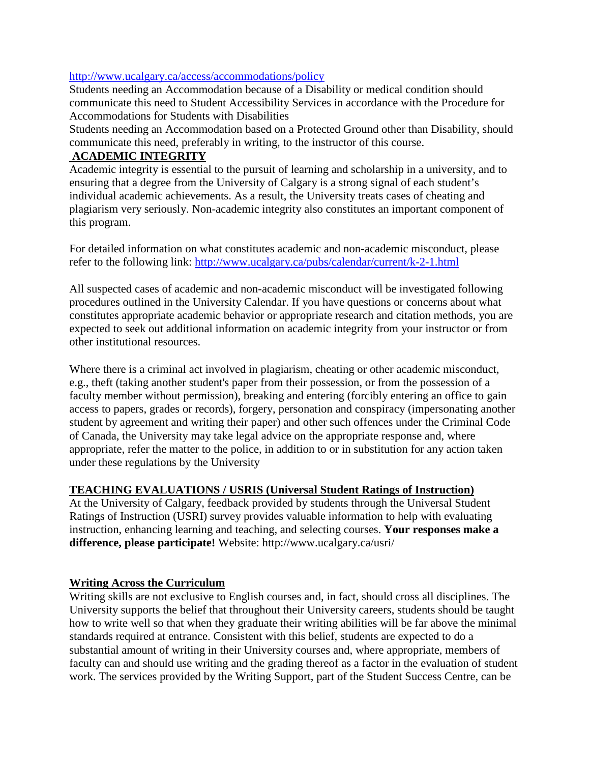http://www.ucalgary.ca/access/accommodations/policy

Students needing an Accommodation because of a Disability or medical condition should communicate this need to Student Accessibility Services in accordance with the Procedure for Accommodations for Students with Disabilities

Students needing an Accommodation based on a Protected Ground other than Disability, should communicate this need, preferably in writing, to the instructor of this course.

## ACADEMIC INTEGRITY

Academic integrity is essential to the pursuit of learning and scholarship in a university, and to ensuring that a degree from the University of Calgary is a strong signal of each student's individual academic achievements. As a result, the University treats cases of cheating and plagiarism very seriously. Non-academic integrity also constitutes an important component of this program.

For detailed information on what constitutes academic and non-academic misconduct, please refer to the following link: http://www.ucalgary.ca/pubs/calendar/current/k-2-1.html

All suspected cases of academic and non-academic misconduct will be investigated following procedures outlined in the University Calendar. If you have questions or concerns about what constitutes appropriate academic behavior or appropriate research and citation methods, you are expected to seek out additional information on academic integrity from your instructor or from other institutional resources.

Where there is a criminal act involved in plagiarism, cheating or other academic misconduct, e.g., theft (taking another student's paper from their possession, or from the possession of a faculty member without permission), breaking and entering (forcibly entering an office to gain access to papers, grades or records), forgery, personation and conspiracy (impersonating another student by agreement and writing their paper) and other such offences under the Criminal Code of Canada, the University may take legal advice on the appropriate response and, where appropriate, refer the matter to the police, in addition to or in substitution for any action taken under these regulations by the University

## TEACHING EVALUATIONS / USRIS (Universal Student Ratings of Instruction)

At the University of Calgary, feedback provided by students through the Universal Student Ratings of Instruction (USRI) survey provides valuable information to help with evaluating instruction, enhancing learning and teaching, and selecting courses. **Your responses make a difference, please participate!** Website: http://www.ucalgary.ca/usri/

## Writing Across the Curriculum

Writing skills are not exclusive to English courses and, in fact, should cross all disciplines. The University supports the belief that throughout their University careers, students should be taught how to write well so that when they graduate their writing abilities will be far above the minimal standards required at entrance. Consistent with this belief, students are expected to do a substantial amount of writing in their University courses and, where appropriate, members of faculty can and should use writing and the grading thereof as a factor in the evaluation of student work. The services provided by the Writing Support, part of the Student Success Centre, can be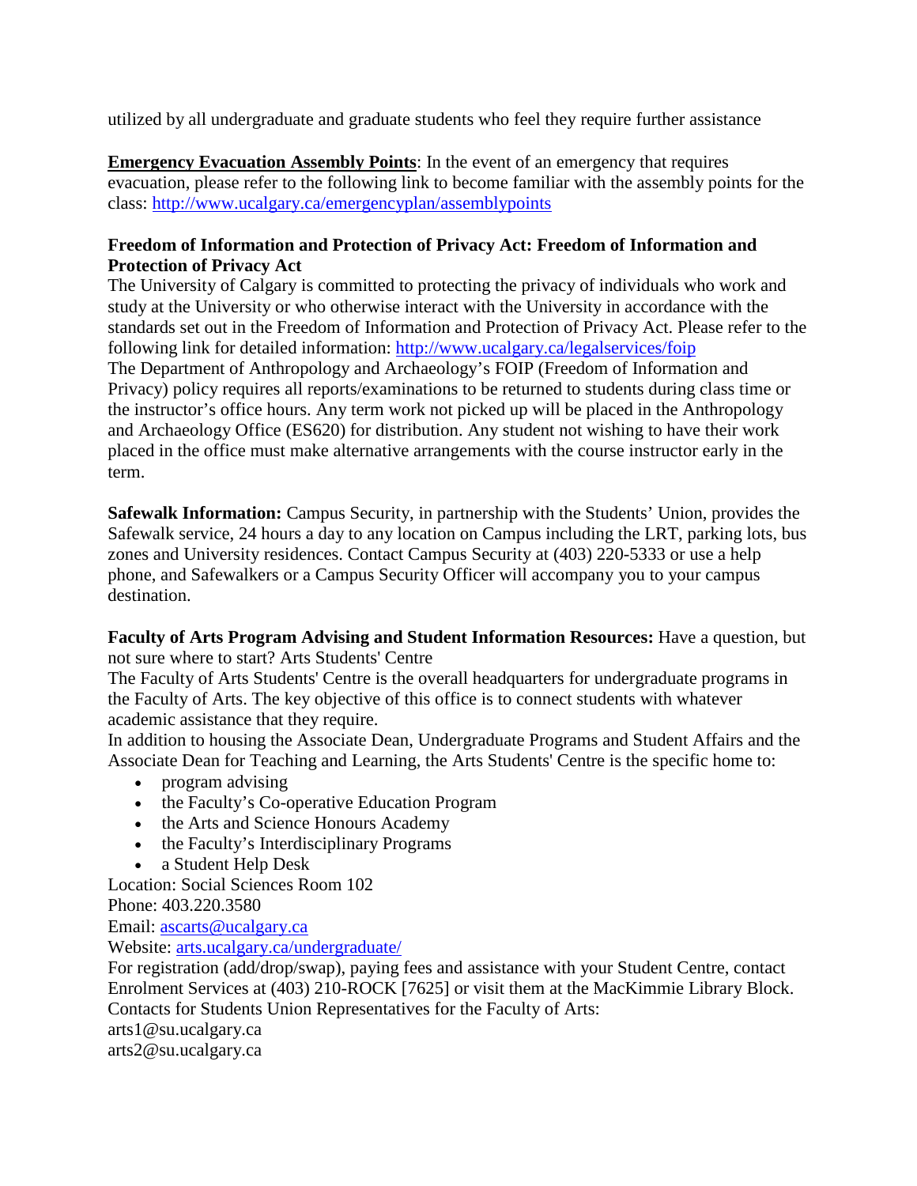utilized by all undergraduate and graduate students who feel they require further assistance

**Emergency Evacuation Assembly Points**: In the event of an emergency that requires evacuation, please refer to the following link to become familiar with the assembly points for the class: http://www.ucalgary.ca/emergencyplan/assemblypoints

**Freedom of Information and Protection of Privacy Act: Freedom of Information and Protection of Privacy Act**

The University of Calgary is committed to protecting the privacy of individuals who work and study at the University or who otherwise interact with the University in accordance with the standards set out in the Freedom of Information and Protection of Privacy Act. Please refer to the following link for detailed information: http://www.ucalgary.ca/legalservices/foip

The Department of Anthropology and Archaeology's FOIP (Freedom of Information and Privacy) policy requires all reports/examinations to be returned to students during class time or the instructor's office hours. Any term work not picked up will be placed in the Anthropology and Archaeology Office (ES620) for distribution. Any student not wishing to have their work placed in the office must make alternative arrangements with the course instructor early in the term.

**Safewalk Information:** Campus Security, in partnership with the Students' Union, provides the Safewalk service, 24 hours a day to any location on Campus including the LRT, parking lots, bus zones and University residences. Contact Campus Security at (403) 220-5333 or use a help phone, and Safewalkers or a Campus Security Officer will accompany you to your campus destination.

**Faculty of Arts Program Advising and Student Information Resources:** Have a question, but not sure where to start? Arts Students' Centre

The Faculty of Arts Students' Centre is the overall headquarters for undergraduate programs in the Faculty of Arts. The key objective of this office is to connect students with whatever academic assistance that they require.

In addition to housing the Associate Dean, Undergraduate Programs and Student Affairs and the Associate Dean for Teaching and Learning, the Arts Students' Centre is the specific home to:

- program advising
- the Faculty's Co-operative Education Program
- the Arts and Science Honours Academy
- the Faculty's Interdisciplinary Programs
- a Student Help Desk

Location: Social Sciences Room 102
Phone: 403.220.3580
Email: ascarts@ucalgary.ca
Website: arts.ucalgary.ca/undergraduate/

For registration (add/drop/swap), paying fees and assistance with your Student Centre, contact Enrolment Services at (403) 210-ROCK [7625] or visit them at the MacKimmie Library Block.

Contacts for Students Union Representatives for the Faculty of Arts:
arts1@su.ucalgary.ca
arts2@su.ucalgary.ca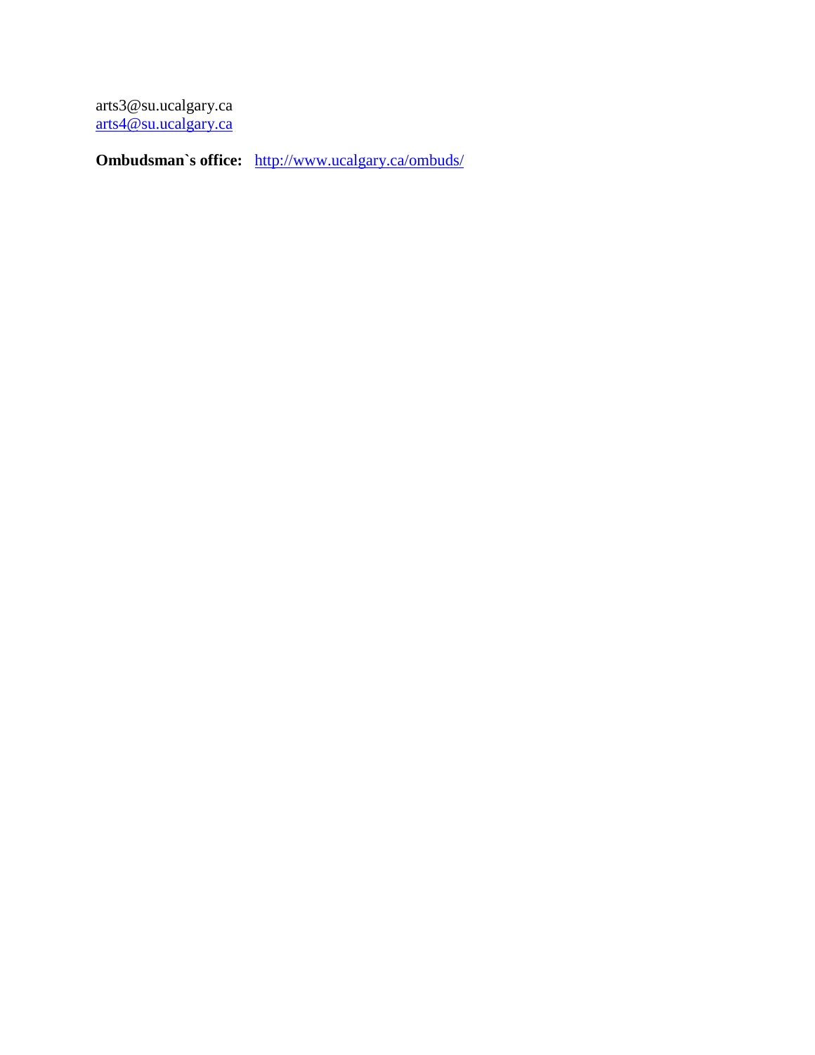arts3@su.ucalgary.ca
arts4@su.ucalgary.ca

**Ombudsman`s office:** http://www.ucalgary.ca/ombuds/